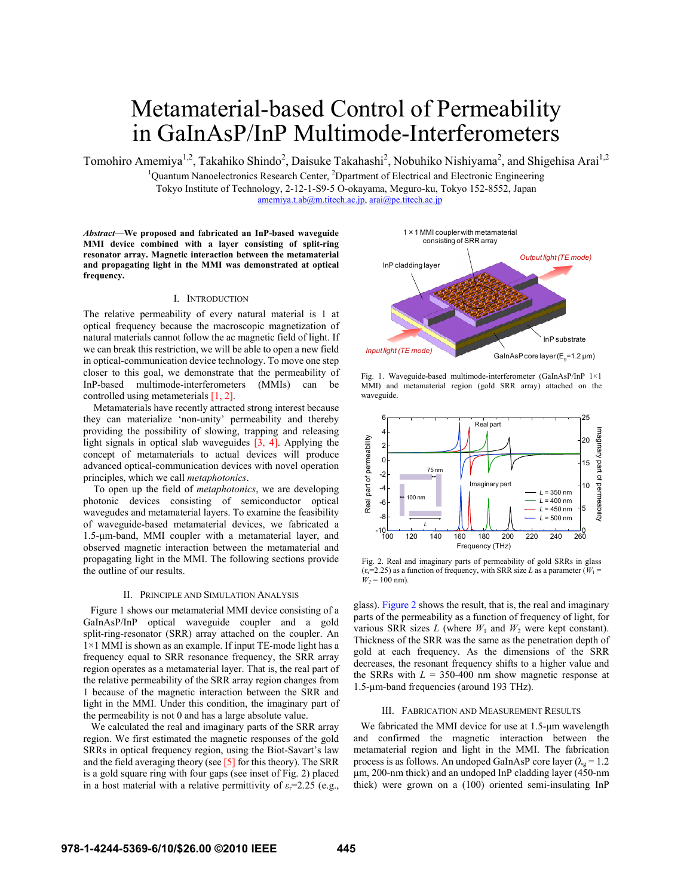# Metamaterial-based Control of Permeability in GaInAsP/InP Multimode-Interferometers

Tomohiro Amemiya[1,2], Takahiko Shindo[2], Daisuke Takahashi[2], Nobuhiko Nishiyama[2], and Shigehisa Arai[1,2]

[1]Quantum Nanoelectronics Research Center, [2]Dpartment of Electrical and Electronic Engineering
Tokyo Institute of Technology, 2-12-1-S9-5 O-okayama, Meguro-ku, Tokyo 152-8552, Japan
amemiya.t.ab@m.titech.ac.jp, arai@pe.titech.ac.jp

***Abstract*—We proposed and fabricated an InP-based waveguide MMI device combined with a layer consisting of split-ring resonator array. Magnetic interaction between the metamaterial and propagating light in the MMI was demonstrated at optical frequency.**

## I. Introduction

The relative permeability of every natural material is 1 at optical frequency because the macroscopic magnetization of natural materials cannot follow the ac magnetic field of light. If we can break this restriction, we will be able to open a new field in optical-communication device technology. To move one step closer to this goal, we demonstrate that the permeability of InP-based multimode-interferometers (MMIs) can be controlled using metamaterials [1, 2].

Metamaterials have recently attracted strong interest because they can materialize 'non-unity' permeability and thereby providing the possibility of slowing, trapping and releasing light signals in optical slab waveguides [3, 4]. Applying the concept of metamaterials to actual devices will produce advanced optical-communication devices with novel operation principles, which we call *metaphotonics*.

To open up the field of *metaphotonics*, we are developing photonic devices consisting of semiconductor optical wavegudes and metamaterial layers. To examine the feasibility of waveguide-based metamaterial devices, we fabricated a 1.5-μm-band, MMI coupler with a metamaterial layer, and observed magnetic interaction between the metamaterial and propagating light in the MMI. The following sections provide the outline of our results.

## II. Principle and Simulation Analysis

Figure 1 shows our metamaterial MMI device consisting of a GaInAsP/InP optical waveguide coupler and a gold split-ring-resonator (SRR) array attached on the coupler. An 1×1 MMI is shown as an example. If input TE-mode light has a frequency equal to SRR resonance frequency, the SRR array region operates as a metamaterial layer. That is, the real part of the relative permeability of the SRR array region changes from 1 because of the magnetic interaction between the SRR and light in the MMI. Under this condition, the imaginary part of the permeability is not 0 and has a large absolute value.

We calculated the real and imaginary parts of the SRR array region. We first estimated the magnetic responses of the gold SRRs in optical frequency region, using the Biot-Savart's law and the field averaging theory (see [5] for this theory). The SRR is a gold square ring with four gaps (see inset of Fig. 2) placed in a host material with a relative permittivity of $\varepsilon_r$=2.25 (e.g., glass). Figure 2 shows the result, that is, the real and imaginary parts of the permeability as a function of frequency of light, for various SRR sizes $L$ (where $W_1$ and $W_2$ were kept constant). Thickness of the SRR was the same as the penetration depth of gold at each frequency. As the dimensions of the SRR decreases, the resonant frequency shifts to a higher value and the SRRs with $L$ = 350-400 nm show magnetic response at 1.5-μm-band frequencies (around 193 THz).

Fig. 1. Waveguide-based multimode-interferometer (GaInAsP/InP 1×1 MMI) and metamaterial region (gold SRR array) attached on the waveguide.

Fig. 2. Real and imaginary parts of permeability of gold SRRs in glass ($\varepsilon_r$=2.25) as a function of frequency, with SRR size $L$ as a parameter ($W_1$ = $W_2$ = 100 nm).

## III. Fabrication and Measurement Results

We fabricated the MMI device for use at 1.5-μm wavelength and confirmed the magnetic interaction between the metamaterial region and light in the MMI. The fabrication process is as follows. An undoped GaInAsP core layer ($\lambda_g$ = 1.2 μm, 200-nm thick) and an undoped InP cladding layer (450-nm thick) were grown on a (100) oriented semi-insulating InP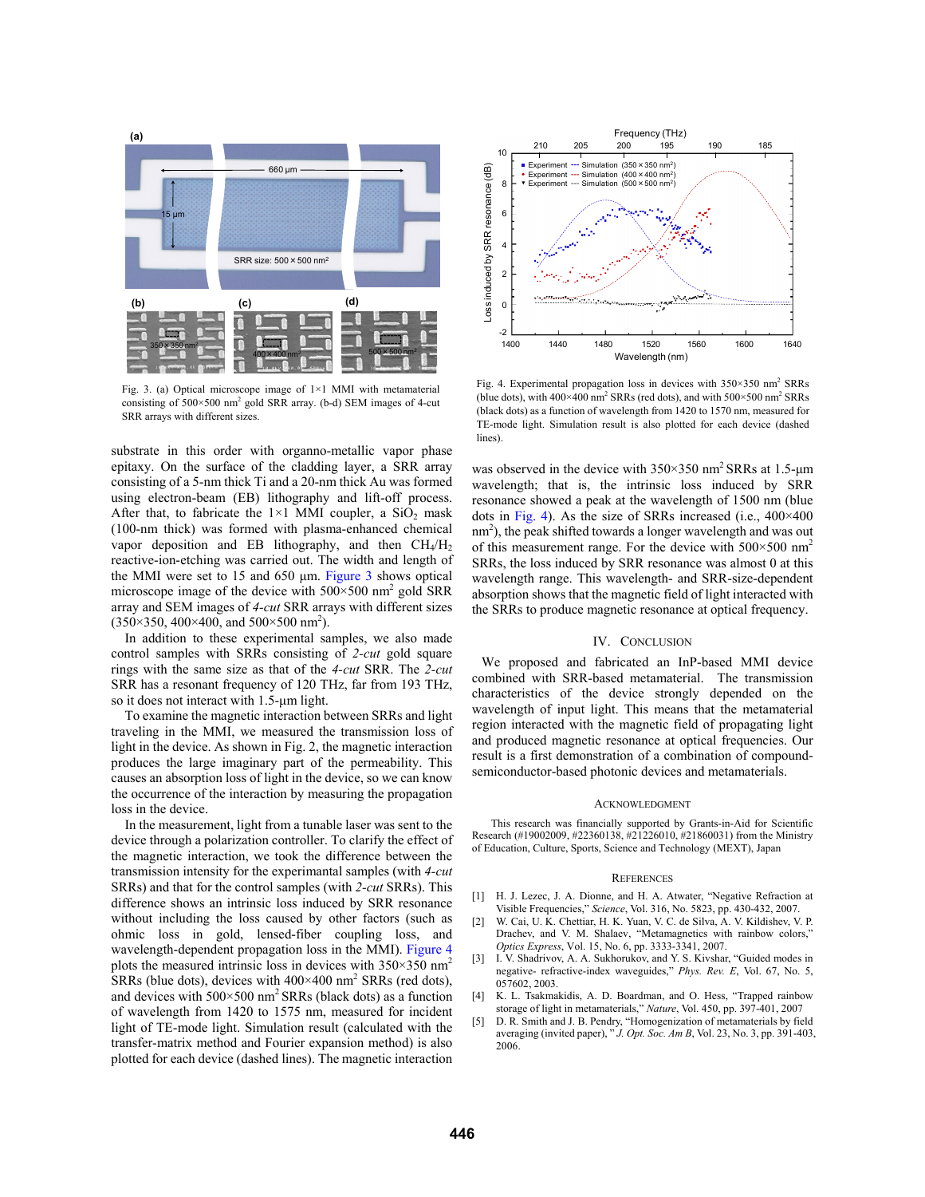(a)

660 µm

15 µm

SRR size: 500 × 500 nm²

(b) 350 × 350 nm²

(c) 400 × 400 nm²

(d) 500 × 500 nm²

Fig. 3. (a) Optical microscope image of 1×1 MMI with metamaterial consisting of 500×500 nm$^2$ gold SRR array. (b-d) SEM images of 4-cut SRR arrays with different sizes.

Frequency (THz)

210 205 200 195 190 185

Experiment --- Simulation (350 × 350 nm²)

Experiment --- Simulation (400 × 400 nm²)

Experiment --- Simulation (500 × 500 nm²)

Loss induced by SRR resonance (dB)

10 8 6 4 2 0 -2

1400 1440 1480 1520 1560 1600 1640

Wavelength (nm)

Fig. 4. Experimental propagation loss in devices with 350×350 nm$^2$ SRRs (blue dots), with 400×400 nm$^2$ SRRs (red dots), and with 500×500 nm$^2$ SRRs (black dots) as a function of wavelength from 1420 to 1570 nm, measured for TE-mode light. Simulation result is also plotted for each device (dashed lines).

substrate in this order with organno-metallic vapor phase epitaxy. On the surface of the cladding layer, a SRR array consisting of a 5-nm thick Ti and a 20-nm thick Au was formed using electron-beam (EB) lithography and lift-off process. After that, to fabricate the 1×1 MMI coupler, a $SiO_2$ mask (100-nm thick) was formed with plasma-enhanced chemical vapor deposition and EB lithography, and then $CH_4/H_2$ reactive-ion-etching was carried out. The width and length of the MMI were set to 15 and 650 µm. Figure 3 shows optical microscope image of the device with 500×500 nm$^2$ gold SRR array and SEM images of *4-cut* SRR arrays with different sizes (350×350, 400×400, and 500×500 nm$^2$).

In addition to these experimental samples, we also made control samples with SRRs consisting of *2-cut* gold square rings with the same size as that of the *4-cut* SRR. The *2-cut* SRR has a resonant frequency of 120 THz, far from 193 THz, so it does not interact with 1.5-µm light.

To examine the magnetic interaction between SRRs and light traveling in the MMI, we measured the transmission loss of light in the device. As shown in Fig. 2, the magnetic interaction produces the large imaginary part of the permeability. This causes an absorption loss of light in the device, so we can know the occurrence of the interaction by measuring the propagation loss in the device.

In the measurement, light from a tunable laser was sent to the device through a polarization controller. To clarify the effect of the magnetic interaction, we took the difference between the transmission intensity for the experimantal samples (with *4-cut* SRRs) and that for the control samples (with *2-cut* SRRs). This difference shows an intrinsic loss induced by SRR resonance without including the loss caused by other factors (such as ohmic loss in gold, lensed-fiber coupling loss, and wavelength-dependent propagation loss in the MMI). Figure 4 plots the measured intrinsic loss in devices with 350×350 nm$^2$ SRRs (blue dots), devices with 400×400 nm$^2$ SRRs (red dots), and devices with 500×500 nm$^2$ SRRs (black dots) as a function of wavelength from 1420 to 1575 nm, measured for incident light of TE-mode light. Simulation result (calculated with the transfer-matrix method and Fourier expansion method) is also plotted for each device (dashed lines). The magnetic interaction was observed in the device with 350×350 nm$^2$ SRRs at 1.5-µm wavelength; that is, the intrinsic loss induced by SRR resonance showed a peak at the wavelength of 1500 nm (blue dots in Fig. 4). As the size of SRRs increased (i.e., 400×400 nm$^2$), the peak shifted towards a longer wavelength and was out of this measurement range. For the device with 500×500 nm$^2$ SRRs, the loss induced by SRR resonance was almost 0 at this wavelength range. This wavelength- and SRR-size-dependent absorption shows that the magnetic field of light interacted with the SRRs to produce magnetic resonance at optical frequency.

## IV. Conclusion

We proposed and fabricated an InP-based MMI device combined with SRR-based metamaterial. The transmission characteristics of the device strongly depended on the wavelength of input light. This means that the metamaterial region interacted with the magnetic field of propagating light and produced magnetic resonance at optical frequencies. Our result is a first demonstration of a combination of compound-semiconductor-based photonic devices and metamaterials.

## Acknowledgment

This research was financially supported by Grants-in-Aid for Scientific Research (#19002009, #22360138, #21226010, #21860031) from the Ministry of Education, Culture, Sports, Science and Technology (MEXT), Japan

## References

[1] H. J. Lezec, J. A. Dionne, and H. A. Atwater, "Negative Refraction at Visible Frequencies," *Science*, Vol. 316, No. 5823, pp. 430-432, 2007.

[2] W. Cai, U. K. Chettiar, H. K. Yuan, V. C. de Silva, A. V. Kildishev, V. P. Drachev, and V. M. Shalaev, "Metamagnetics with rainbow colors," *Optics Express*, Vol. 15, No. 6, pp. 3333-3341, 2007.

[3] I. V. Shadrivov, A. A. Sukhorukov, and Y. S. Kivshar, "Guided modes in negative- refractive-index waveguides," *Phys. Rev. E*, Vol. 67, No. 5, 057602, 2003.

[4] K. L. Tsakmakidis, A. D. Boardman, and O. Hess, "Trapped rainbow storage of light in metamaterials," *Nature*, Vol. 450, pp. 397-401, 2007

[5] D. R. Smith and J. B. Pendry, "Homogenization of metamaterials by field averaging (invited paper), " *J. Opt. Soc. Am B*, Vol. 23, No. 3, pp. 391-403, 2006.